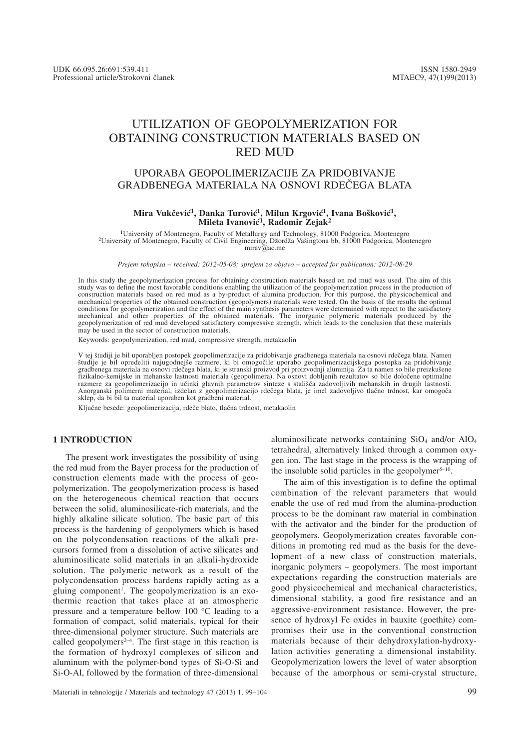UDK 66.095.26:691:539.411
Professional article/Strokovni članek

ISSN 1580-2949
MTAEC9, 47(1)99(2013)

# UTILIZATION OF GEOPOLYMERIZATION FOR OBTAINING CONSTRUCTION MATERIALS BASED ON RED MUD

## UPORABA GEOPOLIMERIZACIJE ZA PRIDOBIVANJE GRADBENEGA MATERIALA NA OSNOVI RDEČEGA BLATA

**Mira Vukčević[1], Danka Turović[1], Milun Krgović[1], Ivana Bošković[1], Mileta Ivanović[1], Radomir Zejak[2]**

[1]University of Montenegro, Faculty of Metallurgy and Technology, 81000 Podgorica, Montenegro
[2]University of Montenegro, Faculty of Civil Engineering, Džordža Vašingtona bb, 81000 Podgorica, Montenegro
mirav@ac.me

*Prejem rokopisa – received: 2012-05-08; sprejem za objavo – accepted for publication: 2012-08-29*

In this study the geopolymerization process for obtaining construction materials based on red mud was used. The aim of this study was to define the most favorable conditions enabling the utilization of the geopolymerization process in the production of construction materials based on red mud as a by-product of alumina production. For this purpose, the physicochemical and mechanical properties of the obtained construction (geopolymers) materials were tested. On the basis of the results the optimal conditions for geopolymerization and the effect of the main synthesis parameters were determined with repect to the satisfactory mechanical and other properties of the obtained materials. The inorganic polymeric materials produced by the geopolymerization of red mud developed satisfactory compressive strength, which leads to the conclusion that these materials may be used in the sector of construction materials.

Keywords: geopolymerization, red mud, compressive strength, metakaolin

V tej študiji je bil uporabljen postopek geopolimerizacije za pridobivanje gradbenega materiala na osnovi rdečega blata. Namen študije je bil opredeliti najugodnejše razmere, ki bi omogočile uporabo geopolimerizacijskega postopka za pridobivanje gradbenega materiala na osnovi rdečega blata, ki je stranski proizvod pri proizvodnji aluminija. Za ta namen so bile preizkušene fizikalno-kemijske in mehanske lastnosti materiala (geopolimera). Na osnovi dobljenih rezultatov so bile določene optimalne razmere za geopolimerizacijo in učinki glavnih parametrov sinteze s stališča zadovoljivih mehanskih in drugih lastnosti. Anorganski polimerni material, izdelan z geopolimerizacijo rdečega blata, je imel zadovoljivo tlačno trdnost, kar omogoča sklep, da bi bil ta material uporaben kot gradbeni material.

Ključne besede: geopolimerizacija, rdeče blato, tlačna trdnost, metakaolin

## 1 INTRODUCTION

The present work investigates the possibility of using the red mud from the Bayer process for the production of construction elements made with the process of geopolymerization. The geopolymerization process is based on the heterogeneous chemical reaction that occurs between the solid, aluminosilicate-rich materials, and the highly alkaline silicate solution. The basic part of this process is the hardening of geopolymers which is based on the polycondensation reactions of the alkali precursors formed from a dissolution of active silicates and aluminosilicate solid materials in an alkali-hydroxide solution. The polymeric network as a result of the polycondensation process hardens rapidly acting as a gluing component[1]. The geopolymerization is an exothermic reaction that takes place at an atmospheric pressure and a temperature bellow 100 °C leading to a formation of compact, solid materials, typical for their three-dimensional polymer structure. Such materials are called geopolymers[2–4]. The first stage in this reaction is the formation of hydroxyl complexes of silicon and aluminum with the polymer-bond types of Si-O-Si and Si-O-Al, followed by the formation of three-dimensional aluminosilicate networks containing $SiO_4$ and/or $AlO_4$ tetrahedral, alternatively linked through a common oxygen ion. The last stage in the process is the wrapping of the insoluble solid particles in the geopolymer[5–10].

The aim of this investigation is to define the optimal combination of the relevant parameters that would enable the use of red mud from the alumina-production process to be the dominant raw material in combination with the activator and the binder for the production of geopolymers. Geopolymerization creates favorable conditions in promoting red mud as the basis for the development of a new class of construction materials, inorganic polymers – geopolymers. The most important expectations regarding the construction materials are good physicochemical and mechanical characteristics, dimensional stability, a good fire resistance and an aggressive-environment resistance. However, the presence of hydroxyl Fe oxides in bauxite (goethite) compromises their use in the conventional construction materials because of their dehydroxylation-hydroxylation activities generating a dimensional instability. Geopolymerization lowers the level of water absorption because of the amorphous or semi-crystal structure,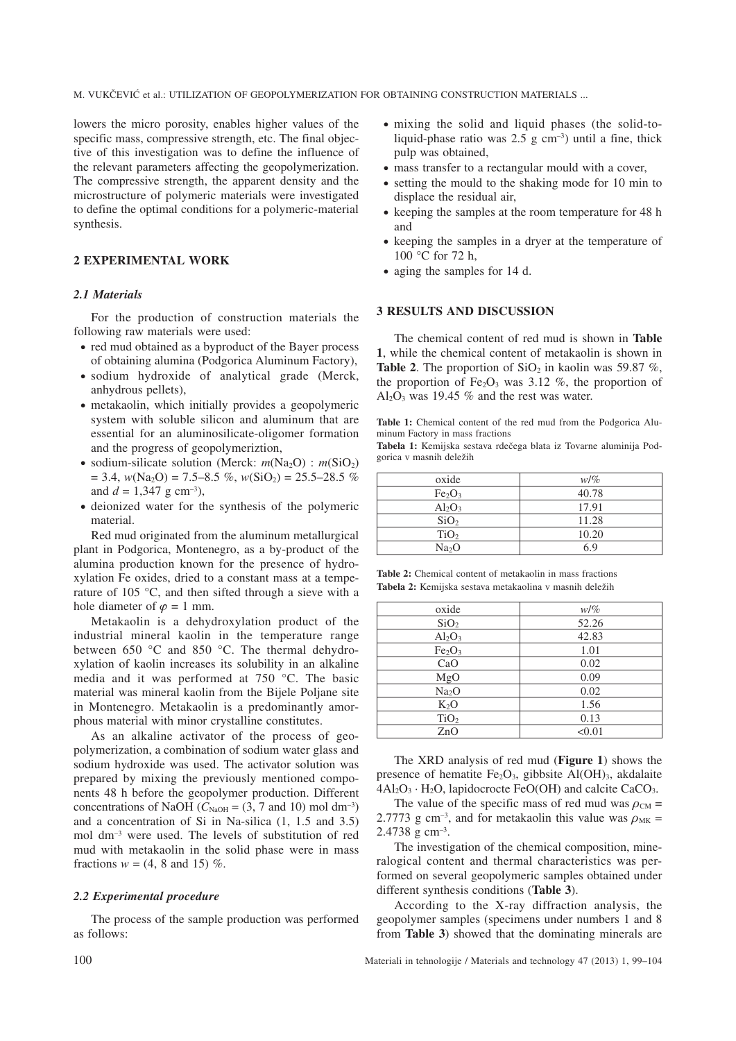lowers the micro porosity, enables higher values of the specific mass, compressive strength, etc. The final objective of this investigation was to define the influence of the relevant parameters affecting the geopolymerization. The compressive strength, the apparent density and the microstructure of polymeric materials were investigated to define the optimal conditions for a polymeric-material synthesis.

## 2 EXPERIMENTAL WORK

### *2.1 Materials*

For the production of construction materials the following raw materials were used:

- red mud obtained as a byproduct of the Bayer process of obtaining alumina (Podgorica Aluminum Factory),
- sodium hydroxide of analytical grade (Merck, anhydrous pellets),
- metakaolin, which initially provides a geopolymeric system with soluble silicon and aluminum that are essential for an aluminosilicate-oligomer formation and the progress of geopolymeriztion,
- sodium-silicate solution (Merck: $m(Na_2O) : m(SiO_2) = 3.4$, $w(Na_2O) = 7.5–8.5$ %, $w(SiO_2) = 25.5–28.5$ % and $d = 1,347$ g cm$^{-3}$),
- deionized water for the synthesis of the polymeric material.

Red mud originated from the aluminum metallurgical plant in Podgorica, Montenegro, as a by-product of the alumina production known for the presence of hydroxylation Fe oxides, dried to a constant mass at a temperature of 105 °C, and then sifted through a sieve with a hole diameter of $\varphi = 1$ mm.

Metakaolin is a dehydroxylation product of the industrial mineral kaolin in the temperature range between 650 °C and 850 °C. The thermal dehydroxylation of kaolin increases its solubility in an alkaline media and it was performed at 750 °C. The basic material was mineral kaolin from the Bijele Poljane site in Montenegro. Metakaolin is a predominantly amorphous material with minor crystalline constitutes.

As an alkaline activator of the process of geopolymerization, a combination of sodium water glass and sodium hydroxide was used. The activator solution was prepared by mixing the previously mentioned components 48 h before the geopolymer production. Different concentrations of NaOH ($C_{NaOH} = (3, 7$ and $10)$ mol dm$^{-3}$) and a concentration of Si in Na-silica (1, 1.5 and 3.5) mol dm$^{-3}$ were used. The levels of substitution of red mud with metakaolin in the solid phase were in mass fractions $w = (4, 8$ and $15)$ %.

### *2.2 Experimental procedure*

The process of the sample production was performed as follows:

- mixing the solid and liquid phases (the solid-to-liquid-phase ratio was 2.5 g cm$^{-3}$) until a fine, thick pulp was obtained,
- mass transfer to a rectangular mould with a cover,
- setting the mould to the shaking mode for 10 min to displace the residual air,
- keeping the samples at the room temperature for 48 h and
- keeping the samples in a dryer at the temperature of 100 °C for 72 h,
- aging the samples for 14 d.

## 3 RESULTS AND DISCUSSION

The chemical content of red mud is shown in **Table 1**, while the chemical content of metakaolin is shown in **Table 2**. The proportion of $SiO_2$ in kaolin was 59.87 %, the proportion of $Fe_2O_3$ was 3.12 %, the proportion of $Al_2O_3$ was 19.45 % and the rest was water.

**Table 1:** Chemical content of the red mud from the Podgorica Aluminum Factory in mass fractions
**Tabela 1:** Kemijska sestava rdečega blata iz Tovarne aluminija Podgorica v masnih deležih

| oxide | *w*/% |
|---|---|
| $Fe_2O_3$ | 40.78 |
| $Al_2O_3$ | 17.91 |
| $SiO_2$ | 11.28 |
| $TiO_2$ | 10.20 |
| $Na_2O$ | 6.9 |

**Table 2:** Chemical content of metakaolin in mass fractions
**Tabela 2:** Kemijska sestava metakaolina v masnih deležih

| oxide | *w*/% |
|---|---|
| $SiO_2$ | 52.26 |
| $Al_2O_3$ | 42.83 |
| $Fe_2O_3$ | 1.01 |
| CaO | 0.02 |
| MgO | 0.09 |
| $Na_2O$ | 0.02 |
| $K_2O$ | 1.56 |
| $TiO_2$ | 0.13 |
| ZnO | <0.01 |

The XRD analysis of red mud (**Figure 1**) shows the presence of hematite $Fe_2O_3$, gibbsite $Al(OH)_3$, akdalaite $4Al_2O_3 \cdot H_2O$, lapidocrocte $FeO(OH)$ and calcite $CaCO_3$.

The value of the specific mass of red mud was $\rho_{CM} = 2.7773$ g cm$^{-3}$, and for metakaolin this value was $\rho_{MK} = 2.4738$ g cm$^{-3}$.

The investigation of the chemical composition, mineralogical content and thermal characteristics was performed on several geopolymeric samples obtained under different synthesis conditions (**Table 3**).

According to the X-ray diffraction analysis, the geopolymer samples (specimens under numbers 1 and 8 from **Table 3**) showed that the dominating minerals are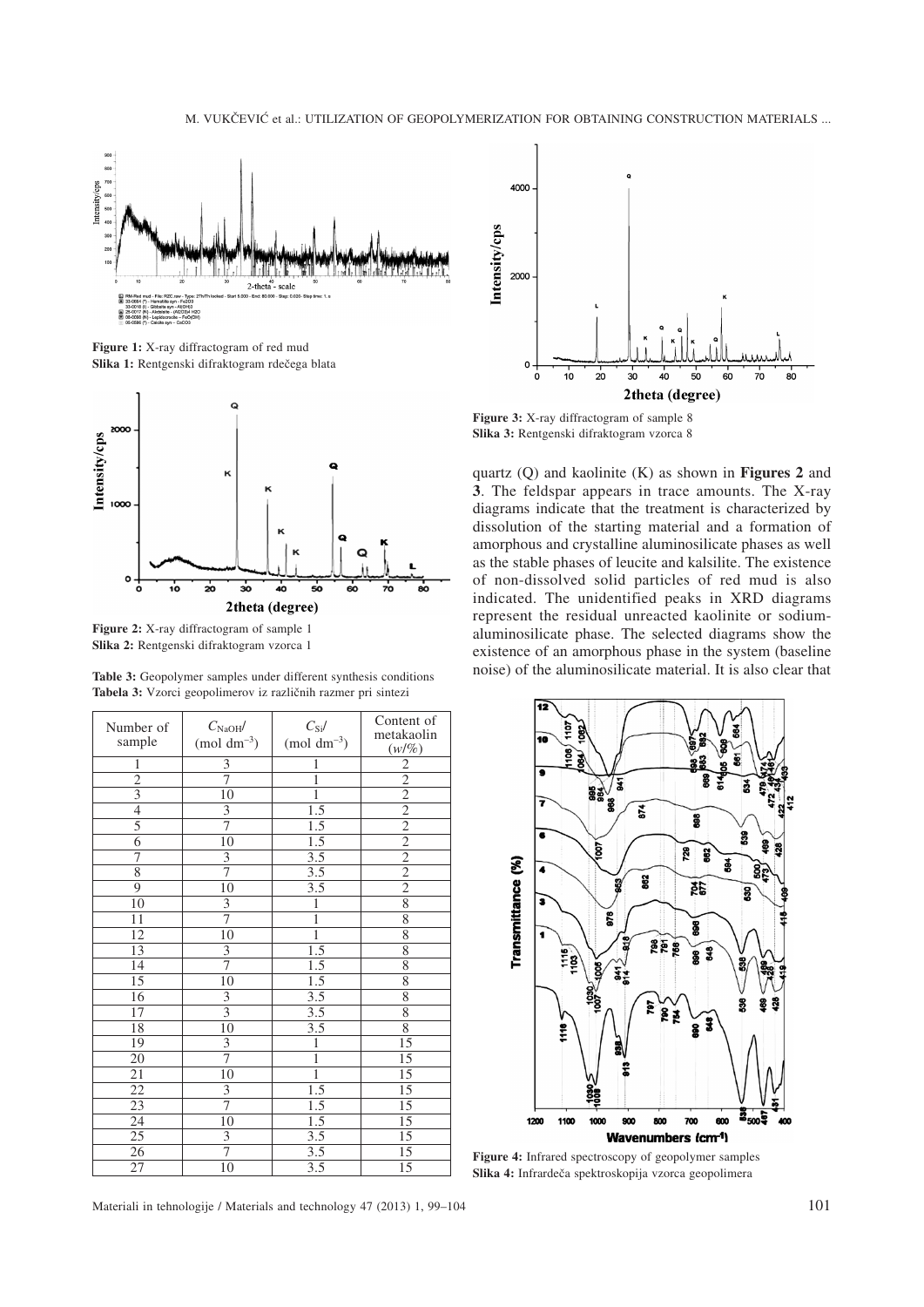Figure 1: X-ray diffractogram of red mud
Slika 1: Rentgenski difraktogram rdečega blata

Figure 2: X-ray diffractogram of sample 1
Slika 2: Rentgenski difraktogram vzorca 1

Table 3: Geopolymer samples under different synthesis conditions
Tabela 3: Vzorci geopolimerov iz različnih razmer pri sintezi

| Number of sample | $C_{NaOH}$/ (mol dm$^{-3}$) | $C_{Si}$/ (mol dm$^{-3}$) | Content of metakaolin ($w$/%) |
|---|---|---|---|
| 1 | 3 | 1 | 2 |
| 2 | 7 | 1 | 2 |
| 3 | 10 | 1 | 2 |
| 4 | 3 | 1.5 | 2 |
| 5 | 7 | 1.5 | 2 |
| 6 | 10 | 1.5 | 2 |
| 7 | 3 | 3.5 | 2 |
| 8 | 7 | 3.5 | 2 |
| 9 | 10 | 3.5 | 2 |
| 10 | 3 | 1 | 8 |
| 11 | 7 | 1 | 8 |
| 12 | 10 | 1 | 8 |
| 13 | 3 | 1.5 | 8 |
| 14 | 7 | 1.5 | 8 |
| 15 | 10 | 1.5 | 8 |
| 16 | 3 | 3.5 | 8 |
| 17 | 3 | 3.5 | 8 |
| 18 | 10 | 3.5 | 8 |
| 19 | 3 | 1 | 15 |
| 20 | 7 | 1 | 15 |
| 21 | 10 | 1 | 15 |
| 22 | 3 | 1.5 | 15 |
| 23 | 7 | 1.5 | 15 |
| 24 | 10 | 1.5 | 15 |
| 25 | 3 | 3.5 | 15 |
| 26 | 7 | 3.5 | 15 |
| 27 | 10 | 3.5 | 15 |

Figure 3: X-ray diffractogram of sample 8
Slika 3: Rentgenski difraktogram vzorca 8

quartz (Q) and kaolinite (K) as shown in **Figures 2** and **3**. The feldspar appears in trace amounts. The X-ray diagrams indicate that the treatment is characterized by dissolution of the starting material and a formation of amorphous and crystalline aluminosilicate phases as well as the stable phases of leucite and kalsilite. The existence of non-dissolved solid particles of red mud is also indicated. The unidentified peaks in XRD diagrams represent the residual unreacted kaolinite or sodium-aluminosilicate phase. The selected diagrams show the existence of an amorphous phase in the system (baseline noise) of the aluminosilicate material. It is also clear that

Figure 4: Infrared spectroscopy of geopolymer samples
Slika 4: Infrardeča spektroskopija vzorca geopolimera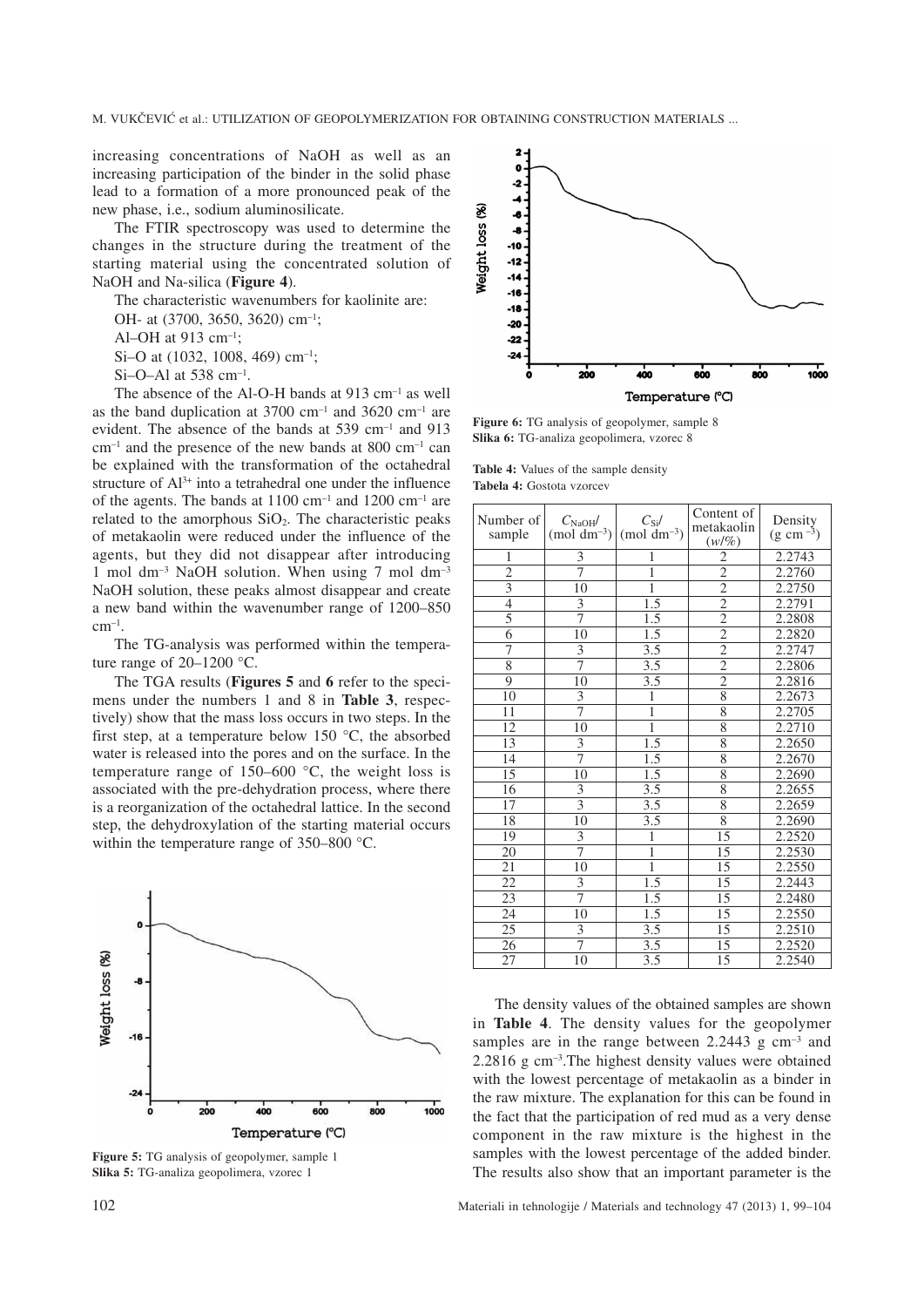increasing concentrations of NaOH as well as an increasing participation of the binder in the solid phase lead to a formation of a more pronounced peak of the new phase, i.e., sodium aluminosilicate.

The FTIR spectroscopy was used to determine the changes in the structure during the treatment of the starting material using the concentrated solution of NaOH and Na-silica (**Figure 4**).

The characteristic wavenumbers for kaolinite are:

OH- at (3700, 3650, 3620) $cm^{-1}$;

Al–OH at 913 $cm^{-1}$;

Si–O at (1032, 1008, 469) $cm^{-1}$;

Si–O–Al at 538 $cm^{-1}$.

The absence of the Al-O-H bands at 913 $cm^{-1}$ as well as the band duplication at 3700 $cm^{-1}$ and 3620 $cm^{-1}$ are evident. The absence of the bands at 539 $cm^{-1}$ and 913 $cm^{-1}$ and the presence of the new bands at 800 $cm^{-1}$ can be explained with the transformation of the octahedral structure of $Al^{3+}$ into a tetrahedral one under the influence of the agents. The bands at 1100 $cm^{-1}$ and 1200 $cm^{-1}$ are related to the amorphous $SiO_2$. The characteristic peaks of metakaolin were reduced under the influence of the agents, but they did not disappear after introducing 1 mol $dm^{-3}$ NaOH solution. When using 7 mol $dm^{-3}$ NaOH solution, these peaks almost disappear and create a new band within the wavenumber range of 1200–850 $cm^{-1}$.

The TG-analysis was performed within the temperature range of 20–1200 °C.

The TGA results (**Figures 5** and **6** refer to the specimens under the numbers 1 and 8 in **Table 3**, respectively) show that the mass loss occurs in two steps. In the first step, at a temperature below 150 °C, the absorbed water is released into the pores and on the surface. In the temperature range of 150–600 °C, the weight loss is associated with the pre-dehydration process, where there is a reorganization of the octahedral lattice. In the second step, the dehydroxylation of the starting material occurs within the temperature range of 350–800 °C.

**Figure 5:** TG analysis of geopolymer, sample 1
**Slika 5:** TG-analiza geopolimera, vzorec 1

**Figure 6:** TG analysis of geopolymer, sample 8
**Slika 6:** TG-analiza geopolimera, vzorec 8

**Table 4:** Values of the sample density
**Tabela 4:** Gostota vzorcev

| Number of sample | $C_{NaOH}$/ (mol $dm^{-3}$) | $C_{Si}$/ (mol $dm^{-3}$) | Content of metakaolin ($w$/%) | Density (g $cm^{-3}$) |
|---|---|---|---|---|
| 1 | 3 | 1 | 2 | 2.2743 |
| 2 | 7 | 1 | 2 | 2.2760 |
| 3 | 10 | 1 | 2 | 2.2750 |
| 4 | 3 | 1.5 | 2 | 2.2791 |
| 5 | 7 | 1.5 | 2 | 2.2808 |
| 6 | 10 | 1.5 | 2 | 2.2820 |
| 7 | 3 | 3.5 | 2 | 2.2747 |
| 8 | 7 | 3.5 | 2 | 2.2806 |
| 9 | 10 | 3.5 | 2 | 2.2816 |
| 10 | 3 | 1 | 8 | 2.2673 |
| 11 | 7 | 1 | 8 | 2.2705 |
| 12 | 10 | 1 | 8 | 2.2710 |
| 13 | 3 | 1.5 | 8 | 2.2650 |
| 14 | 7 | 1.5 | 8 | 2.2670 |
| 15 | 10 | 1.5 | 8 | 2.2690 |
| 16 | 3 | 3.5 | 8 | 2.2655 |
| 17 | 3 | 3.5 | 8 | 2.2659 |
| 18 | 10 | 3.5 | 8 | 2.2690 |
| 19 | 3 | 1 | 15 | 2.2520 |
| 20 | 7 | 1 | 15 | 2.2530 |
| 21 | 10 | 1 | 15 | 2.2550 |
| 22 | 3 | 1.5 | 15 | 2.2443 |
| 23 | 7 | 1.5 | 15 | 2.2480 |
| 24 | 10 | 1.5 | 15 | 2.2550 |
| 25 | 3 | 3.5 | 15 | 2.2510 |
| 26 | 7 | 3.5 | 15 | 2.2520 |
| 27 | 10 | 3.5 | 15 | 2.2540 |

The density values of the obtained samples are shown in **Table 4**. The density values for the geopolymer samples are in the range between 2.2443 g $cm^{-3}$ and 2.2816 g $cm^{-3}$. The highest density values were obtained with the lowest percentage of metakaolin as a binder in the raw mixture. The explanation for this can be found in the fact that the participation of red mud as a very dense component in the raw mixture is the highest in the samples with the lowest percentage of the added binder. The results also show that an important parameter is the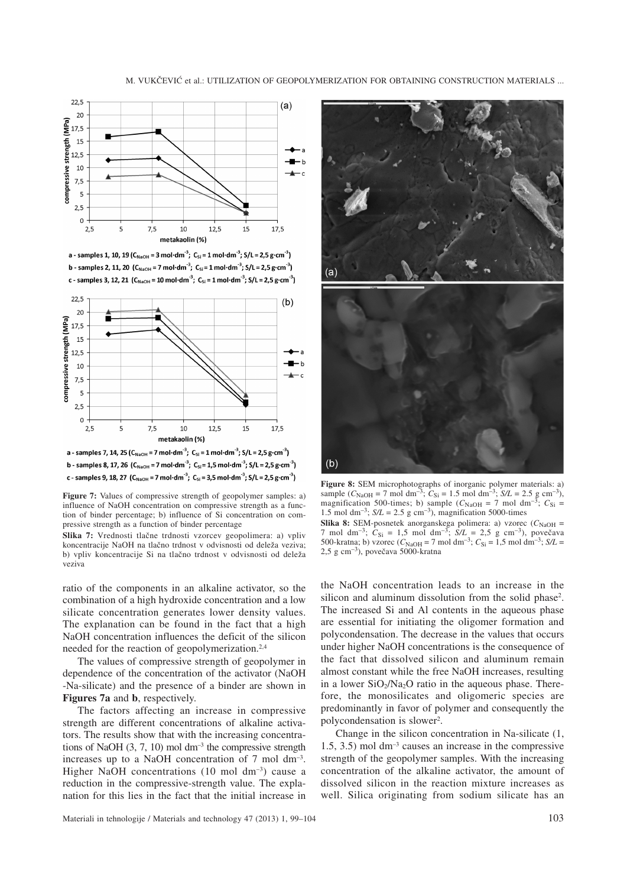a - samples 1, 10, 19 ($C_{NaOH}$ = 3 mol·dm$^{-3}$; $C_{Si}$ = 1 mol·dm$^{-3}$; S/L = 2,5 g·cm$^{-3}$)
b - samples 2, 11, 20 ($C_{NaOH}$ = 7 mol·dm$^{-3}$; $C_{Si}$ = 1 mol·dm$^{-3}$; S/L = 2,5 g·cm$^{-3}$)
c - samples 3, 12, 21 ($C_{NaOH}$ = 10 mol·dm$^{-3}$; $C_{Si}$ = 1 mol·dm$^{-3}$; S/L = 2,5 g·cm$^{-3}$)

a - samples 7, 14, 25 ($C_{NaOH}$ = 7 mol·dm$^{-3}$; $C_{Si}$ = 1 mol·dm$^{-3}$; S/L = 2,5 g·cm$^{-3}$)
b - samples 8, 17, 26 ($C_{NaOH}$ = 7 mol·dm$^{-3}$; $C_{Si}$ = 1,5 mol·dm$^{-3}$; S/L = 2,5 g·cm$^{-3}$)
c - samples 9, 18, 27 ($C_{NaOH}$ = 7 mol·dm$^{-3}$; $C_{Si}$ = 3,5 mol·dm$^{-3}$; S/L = 2,5 g·cm$^{-3}$)

**Figure 7:** Values of compressive strength of geopolymer samples: a) influence of NaOH concentration on compressive strength as a function of binder percentage; b) influence of Si concentration on compressive strength as a function of binder percentage

**Slika 7:** Vrednosti tlačne trdnosti vzorcev geopolimera: a) vpliv koncentracije NaOH na tlačno trdnost v odvisnosti od deleža veziva; b) vpliv koncentracije Si na tlačno trdnost v odvisnosti od deleža veziva

ratio of the components in an alkaline activator, so the combination of a high hydroxide concentration and a low silicate concentration generates lower density values. The explanation can be found in the fact that a high NaOH concentration influences the deficit of the silicon needed for the reaction of geopolymerization.[2,4]

The values of compressive strength of geopolymer in dependence of the concentration of the activator (NaOH -Na-silicate) and the presence of a binder are shown in **Figures 7a** and **b**, respectively.

The factors affecting an increase in compressive strength are different concentrations of alkaline activators. The results show that with the increasing concentrations of NaOH (3, 7, 10) mol dm$^{-3}$ the compressive strength increases up to a NaOH concentration of 7 mol dm$^{-3}$. Higher NaOH concentrations (10 mol dm$^{-3}$) cause a reduction in the compressive-strength value. The explanation for this lies in the fact that the initial increase in the NaOH concentration leads to an increase in the silicon and aluminum dissolution from the solid phase[2]. The increased Si and Al contents in the aqueous phase are essential for initiating the oligomer formation and polycondensation. The decrease in the values that occurs under higher NaOH concentrations is the consequence of the fact that dissolved silicon and aluminum remain almost constant while the free NaOH increases, resulting in a lower $SiO_2/Na_2O$ ratio in the aqueous phase. Therefore, the monosilicates and oligomeric species are predominantly in favor of polymer and consequently the polycondensation is slower[2].

**Figure 8:** SEM microphotographs of inorganic polymer materials: a) sample ($C_{NaOH}$ = 7 mol dm$^{-3}$; $C_{Si}$ = 1.5 mol dm$^{-3}$; $S/L$ = 2.5 g cm$^{-3}$), magnification 500-times; b) sample ($C_{NaOH}$ = 7 mol dm$^{-3}$; $C_{Si}$ = 1.5 mol dm$^{-3}$; $S/L$ = 2.5 g cm$^{-3}$), magnification 5000-times

**Slika 8:** SEM-posnetek anorganskega polimera: a) vzorec ($C_{NaOH}$ = 7 mol dm$^{-3}$; $C_{Si}$ = 1,5 mol dm$^{-3}$; $S/L$ = 2,5 g cm$^{-3}$), povečava 500-kratna; b) vzorec ($C_{NaOH}$ = 7 mol dm$^{-3}$; $C_{Si}$ = 1,5 mol dm$^{-3}$; $S/L$ = 2,5 g cm$^{-3}$), povečava 5000-kratna

Change in the silicon concentration in Na-silicate (1, 1.5, 3.5) mol dm$^{-3}$ causes an increase in the compressive strength of the geopolymer samples. With the increasing concentration of the alkaline activator, the amount of dissolved silicon in the reaction mixture increases as well. Silica originating from sodium silicate has an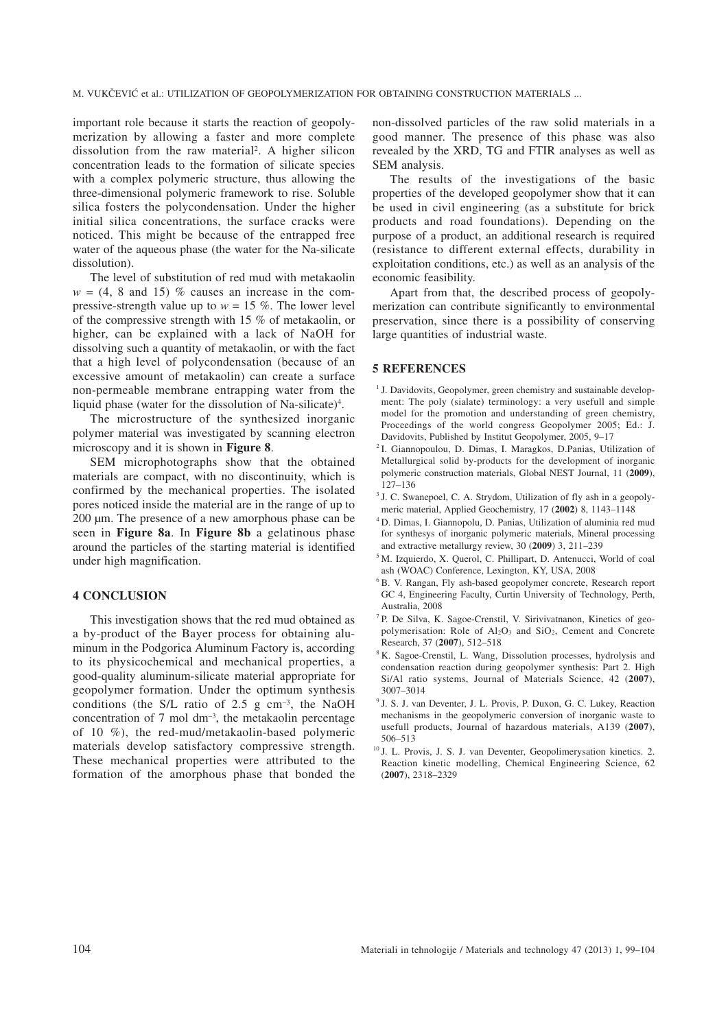important role because it starts the reaction of geopolymerization by allowing a faster and more complete dissolution from the raw material[2]. A higher silicon concentration leads to the formation of silicate species with a complex polymeric structure, thus allowing the three-dimensional polymeric framework to rise. Soluble silica fosters the polycondensation. Under the higher initial silica concentrations, the surface cracks were noticed. This might be because of the entrapped free water of the aqueous phase (the water for the Na-silicate dissolution).

The level of substitution of red mud with metakaolin $w$ = (4, 8 and 15) % causes an increase in the compressive-strength value up to $w$ = 15 %. The lower level of the compressive strength with 15 % of metakaolin, or higher, can be explained with a lack of NaOH for dissolving such a quantity of metakaolin, or with the fact that a high level of polycondensation (because of an excessive amount of metakaolin) can create a surface non-permeable membrane entrapping water from the liquid phase (water for the dissolution of Na-silicate)[4].

The microstructure of the synthesized inorganic polymer material was investigated by scanning electron microscopy and it is shown in **Figure 8**.

SEM microphotographs show that the obtained materials are compact, with no discontinuity, which is confirmed by the mechanical properties. The isolated pores noticed inside the material are in the range of up to 200 μm. The presence of a new amorphous phase can be seen in **Figure 8a**. In **Figure 8b** a gelatinous phase around the particles of the starting material is identified under high magnification.

## 4 CONCLUSION

This investigation shows that the red mud obtained as a by-product of the Bayer process for obtaining aluminum in the Podgorica Aluminum Factory is, according to its physicochemical and mechanical properties, a good-quality aluminum-silicate material appropriate for geopolymer formation. Under the optimum synthesis conditions (the S/L ratio of 2.5 g $cm^{-3}$, the NaOH concentration of 7 mol $dm^{-3}$, the metakaolin percentage of 10 %), the red-mud/metakaolin-based polymeric materials develop satisfactory compressive strength. These mechanical properties were attributed to the formation of the amorphous phase that bonded the non-dissolved particles of the raw solid materials in a good manner. The presence of this phase was also revealed by the XRD, TG and FTIR analyses as well as SEM analysis.

The results of the investigations of the basic properties of the developed geopolymer show that it can be used in civil engineering (as a substitute for brick products and road foundations). Depending on the purpose of a product, an additional research is required (resistance to different external effects, durability in exploitation conditions, etc.) as well as an analysis of the economic feasibility.

Apart from that, the described process of geopolymerization can contribute significantly to environmental preservation, since there is a possibility of conserving large quantities of industrial waste.

## 5 REFERENCES

[1] J. Davidovits, Geopolymer, green chemistry and sustainable development: The poly (sialate) terminology: a very usefull and simple model for the promotion and understanding of green chemistry, Proceedings of the world congress Geopolymer 2005; Ed.: J. Davidovits, Published by Institut Geopolymer, 2005, 9–17

[2] I. Giannopoulou, D. Dimas, I. Maragkos, D.Panias, Utilization of Metallurgical solid by-products for the development of inorganic polymeric construction materials, Global NEST Journal, 11 (**2009**), 127–136

[3] J. C. Swanepoel, C. A. Strydom, Utilization of fly ash in a geopolymeric material, Applied Geochemistry, 17 (**2002**) 8, 1143–1148

[4] D. Dimas, I. Giannopolu, D. Panias, Utilization of aluminia red mud for synthesys of inorganic polymeric materials, Mineral processing and extractive metallurgy review, 30 (**2009**) 3, 211–239

[5] M. Izquierdo, X. Querol, C. Phillipart, D. Antenucci, World of coal ash (WOAC) Conference, Lexington, KY, USA, 2008

[6] B. V. Rangan, Fly ash-based geopolymer concrete, Research report GC 4, Engineering Faculty, Curtin University of Technology, Perth, Australia, 2008

[7] P. De Silva, K. Sagoe-Crenstil, V. Sirivivatnanon, Kinetics of geopolymerisation: Role of $Al_2O_3$ and $SiO_2$, Cement and Concrete Research, 37 (**2007**), 512–518

[8] K. Sagoe-Crenstil, L. Wang, Dissolution processes, hydrolysis and condensation reaction during geopolymer synthesis: Part 2. High Si/Al ratio systems, Journal of Materials Science, 42 (**2007**), 3007–3014

[9] J. S. J. van Deventer, J. L. Provis, P. Duxon, G. C. Lukey, Reaction mechanisms in the geopolymeric conversion of inorganic waste to usefull products, Journal of hazardous materials, A139 (**2007**), 506–513

[10] J. L. Provis, J. S. J. van Deventer, Geopolimerysation kinetics. 2. Reaction kinetic modelling, Chemical Engineering Science, 62 (**2007**), 2318–2329